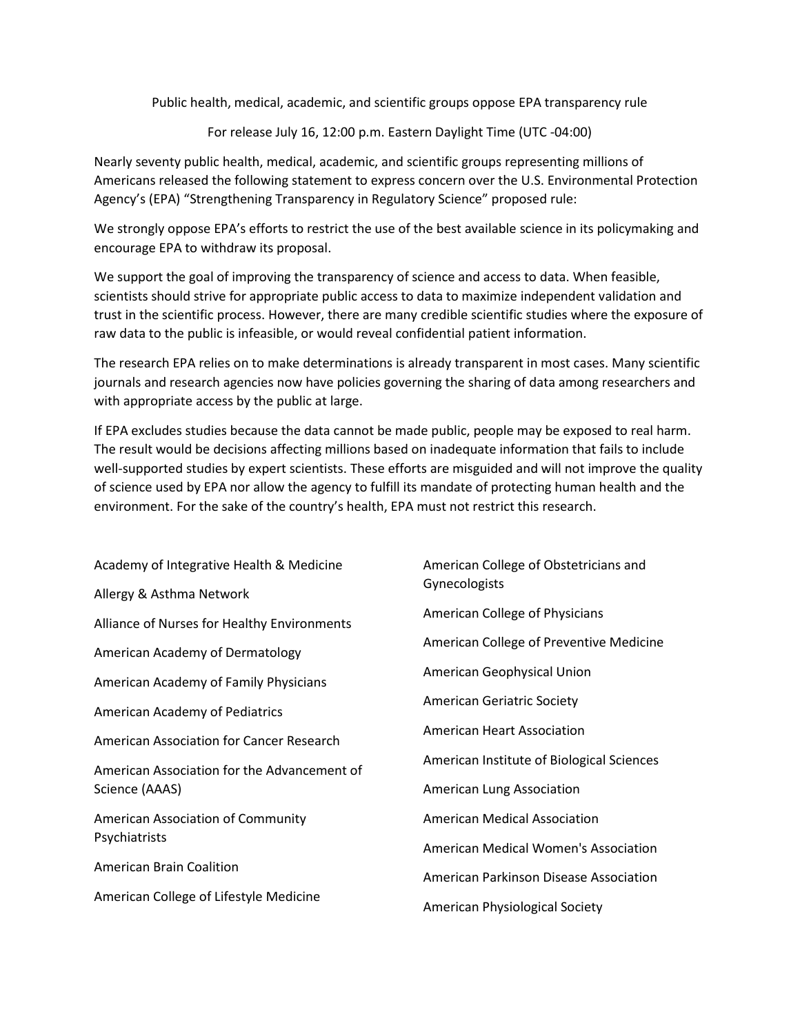# Public health, medical, academic, and scientific groups oppose EPA transparency rule

For release July 16, 12:00 p.m. Eastern Daylight Time (UTC -04:00)

Nearly seventy public health, medical, academic, and scientific groups representing millions of Americans released the following statement to express concern over the U.S. Environmental Protection Agency's (EPA) "Strengthening Transparency in Regulatory Science" proposed rule:

We strongly oppose EPA's efforts to restrict the use of the best available science in its policymaking and encourage EPA to withdraw its proposal.

We support the goal of improving the transparency of science and access to data. When feasible, scientists should strive for appropriate public access to data to maximize independent validation and trust in the scientific process. However, there are many credible scientific studies where the exposure of raw data to the public is infeasible, or would reveal confidential patient information.

The research EPA relies on to make determinations is already transparent in most cases. Many scientific journals and research agencies now have policies governing the sharing of data among researchers and with appropriate access by the public at large.

If EPA excludes studies because the data cannot be made public, people may be exposed to real harm. The result would be decisions affecting millions based on inadequate information that fails to include well-supported studies by expert scientists. These efforts are misguided and will not improve the quality of science used by EPA nor allow the agency to fulfill its mandate of protecting human health and the environment. For the sake of the country's health, EPA must not restrict this research.

Academy of Integrative Health & Medicine

Allergy & Asthma Network

Alliance of Nurses for Healthy Environments

American Academy of Dermatology

American Academy of Family Physicians

American Academy of Pediatrics

American Association for Cancer Research

American Association for the Advancement of Science (AAAS)

American Association of Community Psychiatrists

American Brain Coalition

American College of Lifestyle Medicine

American College of Obstetricians and Gynecologists

American College of Physicians

American College of Preventive Medicine

American Geophysical Union

American Geriatric Society

American Heart Association

American Institute of Biological Sciences

American Lung Association

American Medical Association

American Medical Women's Association

American Parkinson Disease Association

American Physiological Society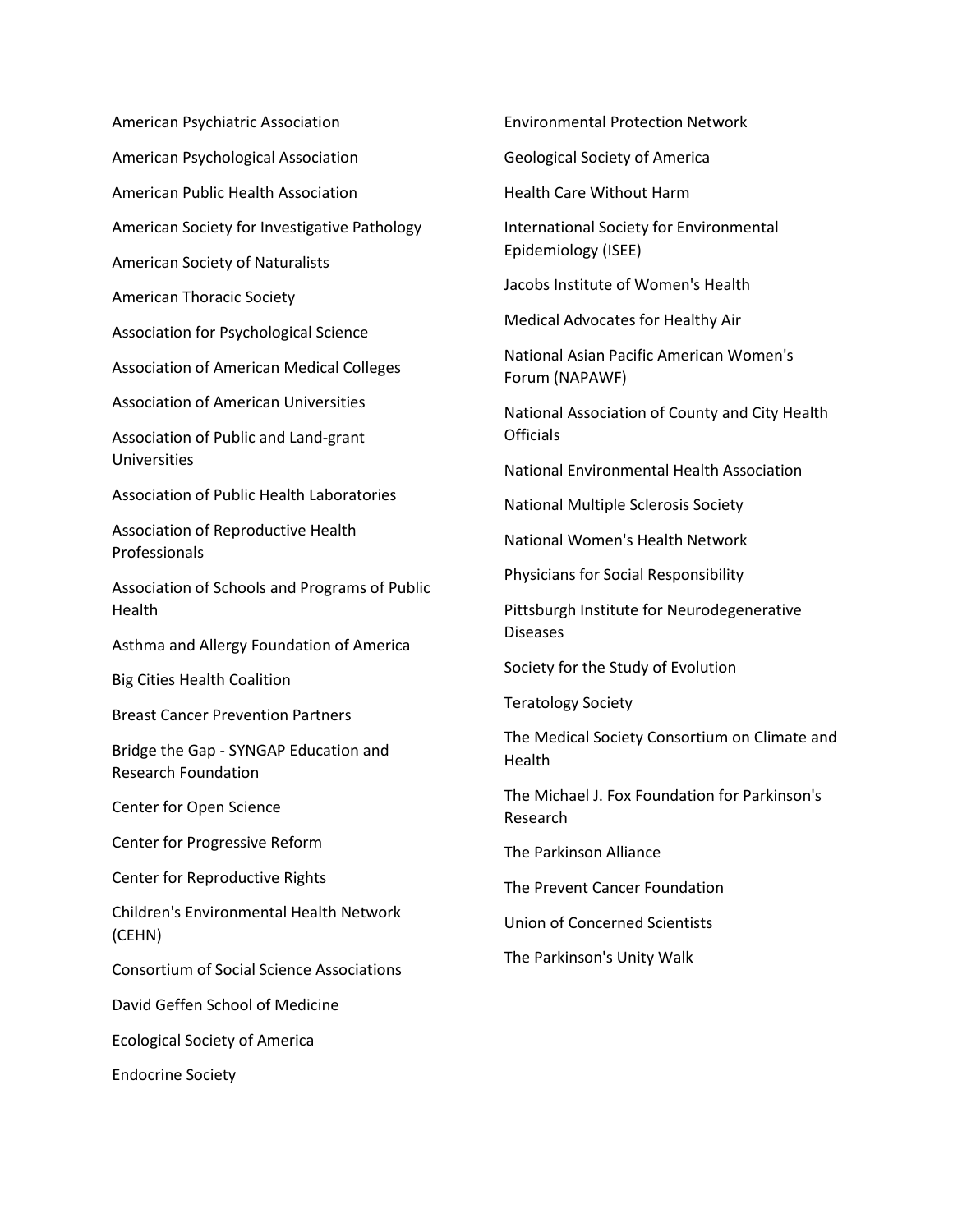American Psychiatric Association

American Psychological Association

American Public Health Association

American Society for Investigative Pathology

American Society of Naturalists

American Thoracic Society

Association for Psychological Science

Association of American Medical Colleges

Association of American Universities

Association of Public and Land-grant Universities

Association of Public Health Laboratories

Association of Reproductive Health Professionals

Association of Schools and Programs of Public Health

Asthma and Allergy Foundation of America

Big Cities Health Coalition

Breast Cancer Prevention Partners

Bridge the Gap - SYNGAP Education and Research Foundation

Center for Open Science

Center for Progressive Reform

Center for Reproductive Rights

Children's Environmental Health Network (CEHN)

Consortium of Social Science Associations

David Geffen School of Medicine

Ecological Society of America

Endocrine Society

Environmental Protection Network

Geological Society of America

Health Care Without Harm

International Society for Environmental Epidemiology (ISEE)

Jacobs Institute of Women's Health

Medical Advocates for Healthy Air

National Asian Pacific American Women's Forum (NAPAWF)

National Association of County and City Health Officials

National Environmental Health Association

National Multiple Sclerosis Society

National Women's Health Network

Physicians for Social Responsibility

Pittsburgh Institute for Neurodegenerative Diseases

Society for the Study of Evolution

Teratology Society

The Medical Society Consortium on Climate and Health

The Michael J. Fox Foundation for Parkinson's Research

The Parkinson Alliance

The Prevent Cancer Foundation

Union of Concerned Scientists

The Parkinson's Unity Walk